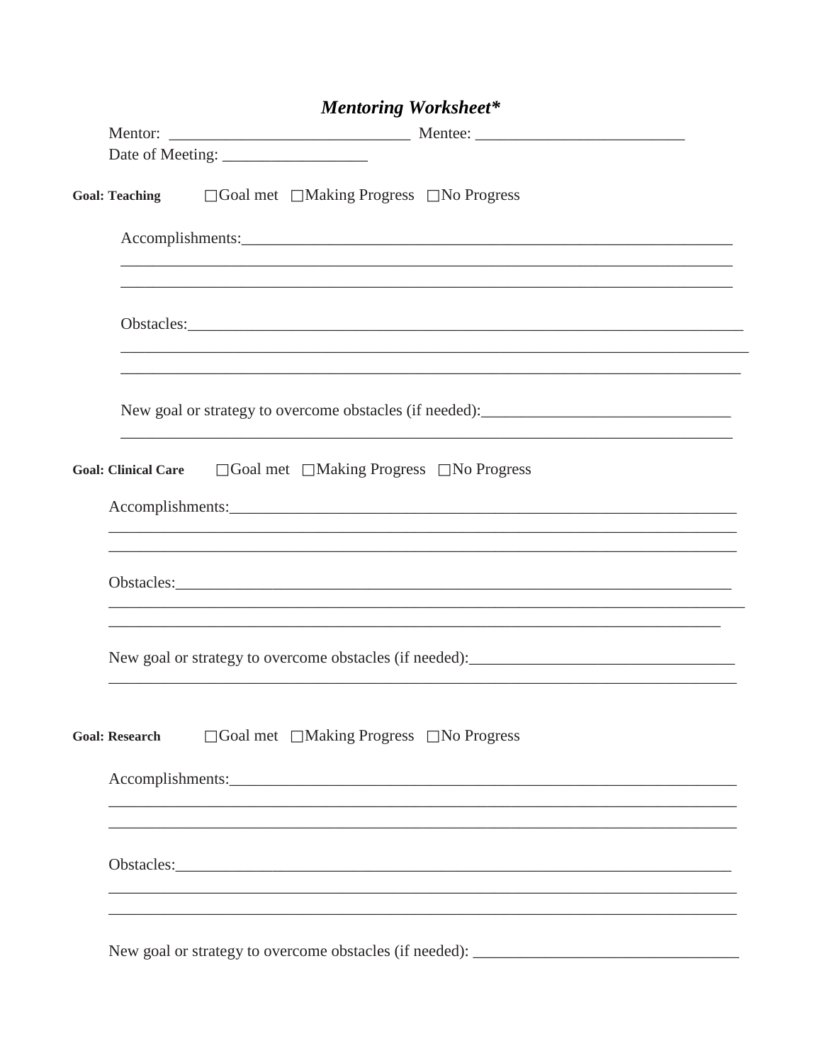# *Mentoring Worksheet**

Mentor: ______________________________ Mentee: __________________________

Date of Meeting: __________________

**Goal: Teaching** ☐Goal met ☐Making Progress ☐No Progress

Accomplishments:_______________________________________________________________

___________________________________________________________________________

___________________________________________________________________________

Obstacles:_____________________________________________________________________

_____________________________________________________________________________

____________________________________________________________________________

New goal or strategy to overcome obstacles (if needed):_______________________________

___________________________________________________________________________

**Goal: Clinical Care** ☐Goal met ☐Making Progress ☐No Progress

Accomplishments:_________________________________________________________________

_____________________________________________________________________________

_____________________________________________________________________________

Obstacles:_____________________________________________________________________

_______________________________________________________________________________

___________________________________________________________________________

New goal or strategy to overcome obstacles (if needed):_________________________________

_____________________________________________________________________________

**Goal: Research** ☐Goal met ☐Making Progress ☐No Progress

Accomplishments:_________________________________________________________________

_____________________________________________________________________________

_____________________________________________________________________________

Obstacles:_____________________________________________________________________

_____________________________________________________________________________

_____________________________________________________________________________

New goal or strategy to overcome obstacles (if needed): _________________________________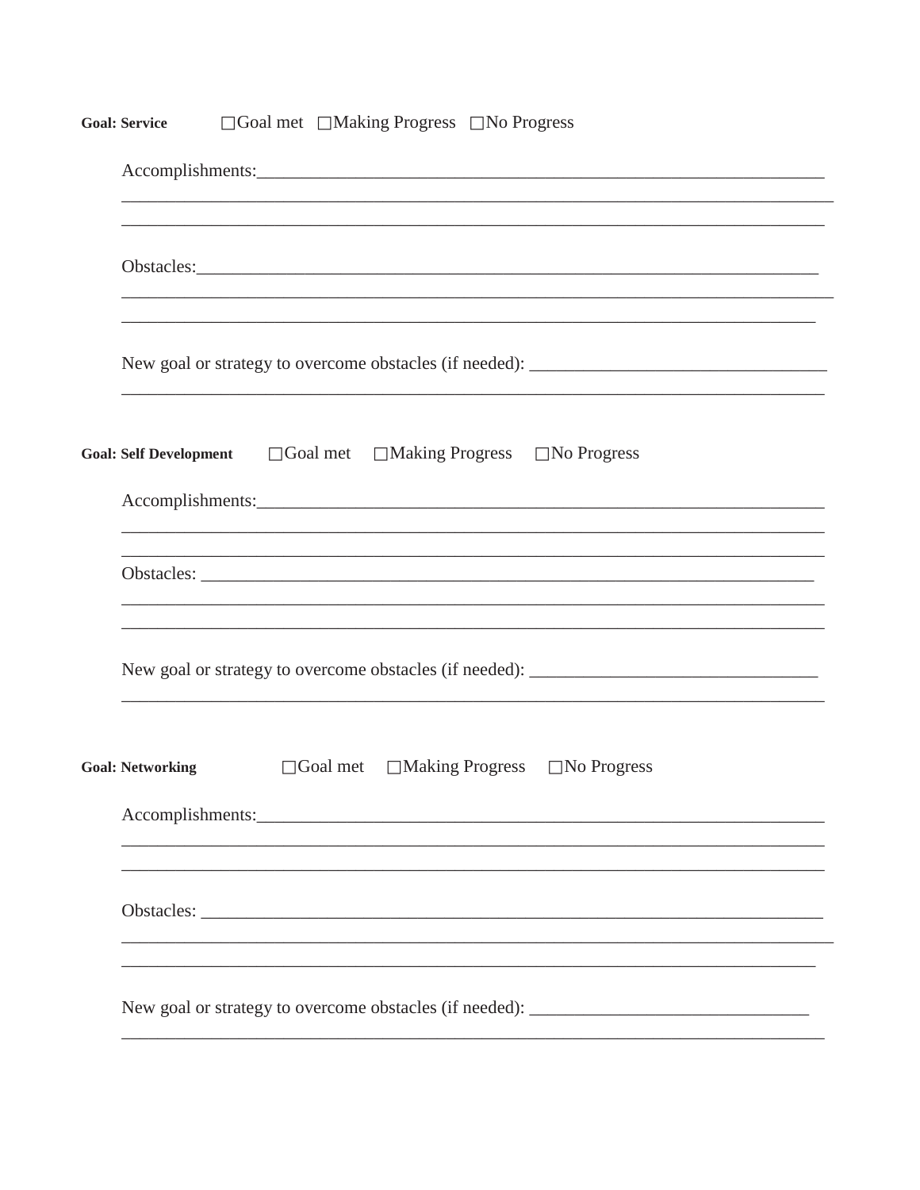**Goal: Service** ☐Goal met ☐Making Progress ☐No Progress

Accomplishments:_______________________________________________________________
_______________________________________________________________________________
_______________________________________________________________________________

Obstacles:_____________________________________________________________________
_______________________________________________________________________________
_______________________________________________________________________________

New goal or strategy to overcome obstacles (if needed): _________________________________
_______________________________________________________________________________

**Goal: Self Development** ☐Goal met ☐Making Progress ☐No Progress

Accomplishments:_______________________________________________________________
_______________________________________________________________________________
_______________________________________________________________________________

Obstacles: _____________________________________________________________________
_______________________________________________________________________________
_______________________________________________________________________________

New goal or strategy to overcome obstacles (if needed): _________________________________
_______________________________________________________________________________

**Goal: Networking** ☐Goal met ☐Making Progress ☐No Progress

Accomplishments:_______________________________________________________________
_______________________________________________________________________________
_______________________________________________________________________________

Obstacles: _____________________________________________________________________
_______________________________________________________________________________
_______________________________________________________________________________

New goal or strategy to overcome obstacles (if needed): _________________________________
_______________________________________________________________________________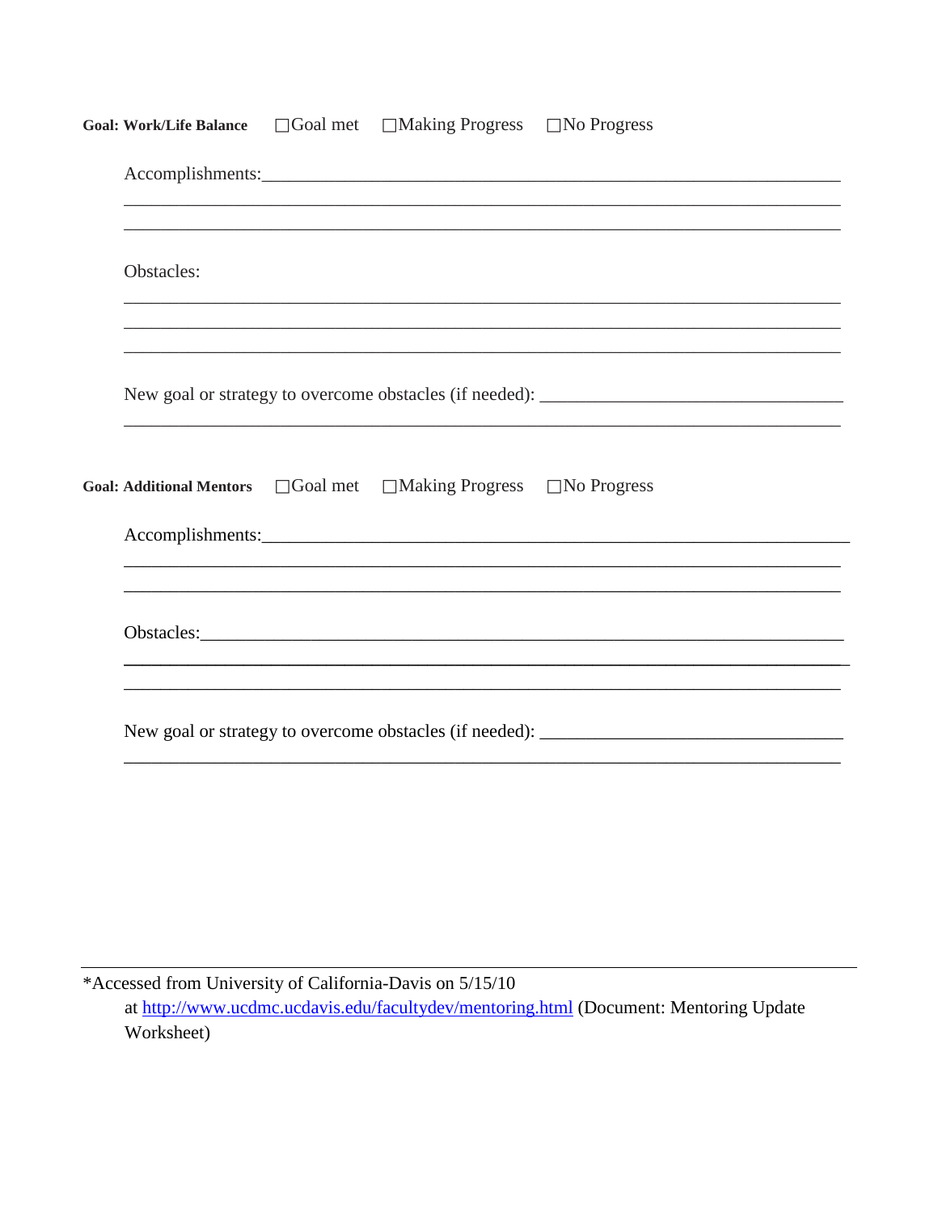**Goal: Work/Life Balance** ☐Goal met ☐Making Progress ☐No Progress

Accomplishments:\_\_\_\_\_\_\_\_\_\_\_\_\_\_\_\_\_\_\_\_\_\_\_\_\_\_\_\_\_\_\_\_\_\_\_\_\_\_\_\_\_\_\_\_\_\_\_\_\_\_\_\_\_\_\_\_\_\_\_\_\_\_\_\_

\_\_\_\_\_\_\_\_\_\_\_\_\_\_\_\_\_\_\_\_\_\_\_\_\_\_\_\_\_\_\_\_\_\_\_\_\_\_\_\_\_\_\_\_\_\_\_\_\_\_\_\_\_\_\_\_\_\_\_\_\_\_\_\_\_\_\_\_\_\_\_\_\_\_\_\_\_

\_\_\_\_\_\_\_\_\_\_\_\_\_\_\_\_\_\_\_\_\_\_\_\_\_\_\_\_\_\_\_\_\_\_\_\_\_\_\_\_\_\_\_\_\_\_\_\_\_\_\_\_\_\_\_\_\_\_\_\_\_\_\_\_\_\_\_\_\_\_\_\_\_\_\_\_\_

Obstacles:

\_\_\_\_\_\_\_\_\_\_\_\_\_\_\_\_\_\_\_\_\_\_\_\_\_\_\_\_\_\_\_\_\_\_\_\_\_\_\_\_\_\_\_\_\_\_\_\_\_\_\_\_\_\_\_\_\_\_\_\_\_\_\_\_\_\_\_\_\_\_\_\_\_\_\_\_\_

\_\_\_\_\_\_\_\_\_\_\_\_\_\_\_\_\_\_\_\_\_\_\_\_\_\_\_\_\_\_\_\_\_\_\_\_\_\_\_\_\_\_\_\_\_\_\_\_\_\_\_\_\_\_\_\_\_\_\_\_\_\_\_\_\_\_\_\_\_\_\_\_\_\_\_\_\_

\_\_\_\_\_\_\_\_\_\_\_\_\_\_\_\_\_\_\_\_\_\_\_\_\_\_\_\_\_\_\_\_\_\_\_\_\_\_\_\_\_\_\_\_\_\_\_\_\_\_\_\_\_\_\_\_\_\_\_\_\_\_\_\_\_\_\_\_\_\_\_\_\_\_\_\_\_

New goal or strategy to overcome obstacles (if needed): \_\_\_\_\_\_\_\_\_\_\_\_\_\_\_\_\_\_\_\_\_\_\_\_\_\_\_\_\_\_\_\_\_

\_\_\_\_\_\_\_\_\_\_\_\_\_\_\_\_\_\_\_\_\_\_\_\_\_\_\_\_\_\_\_\_\_\_\_\_\_\_\_\_\_\_\_\_\_\_\_\_\_\_\_\_\_\_\_\_\_\_\_\_\_\_\_\_\_\_\_\_\_\_\_\_\_\_\_\_\_

**Goal: Additional Mentors** ☐Goal met ☐Making Progress ☐No Progress

Accomplishments:\_\_\_\_\_\_\_\_\_\_\_\_\_\_\_\_\_\_\_\_\_\_\_\_\_\_\_\_\_\_\_\_\_\_\_\_\_\_\_\_\_\_\_\_\_\_\_\_\_\_\_\_\_\_\_\_\_\_\_\_\_\_\_\_

\_\_\_\_\_\_\_\_\_\_\_\_\_\_\_\_\_\_\_\_\_\_\_\_\_\_\_\_\_\_\_\_\_\_\_\_\_\_\_\_\_\_\_\_\_\_\_\_\_\_\_\_\_\_\_\_\_\_\_\_\_\_\_\_\_\_\_\_\_\_\_\_\_\_\_\_\_

\_\_\_\_\_\_\_\_\_\_\_\_\_\_\_\_\_\_\_\_\_\_\_\_\_\_\_\_\_\_\_\_\_\_\_\_\_\_\_\_\_\_\_\_\_\_\_\_\_\_\_\_\_\_\_\_\_\_\_\_\_\_\_\_\_\_\_\_\_\_\_\_\_\_\_\_\_

Obstacles:\_\_\_\_\_\_\_\_\_\_\_\_\_\_\_\_\_\_\_\_\_\_\_\_\_\_\_\_\_\_\_\_\_\_\_\_\_\_\_\_\_\_\_\_\_\_\_\_\_\_\_\_\_\_\_\_\_\_\_\_\_\_\_\_\_\_\_\_\_\_

\_\_\_\_\_\_\_\_\_\_\_\_\_\_\_\_\_\_\_\_\_\_\_\_\_\_\_\_\_\_\_\_\_\_\_\_\_\_\_\_\_\_\_\_\_\_\_\_\_\_\_\_\_\_\_\_\_\_\_\_\_\_\_\_\_\_\_\_\_\_\_\_\_\_\_\_\_

\_\_\_\_\_\_\_\_\_\_\_\_\_\_\_\_\_\_\_\_\_\_\_\_\_\_\_\_\_\_\_\_\_\_\_\_\_\_\_\_\_\_\_\_\_\_\_\_\_\_\_\_\_\_\_\_\_\_\_\_\_\_\_\_\_\_\_\_\_\_\_\_\_\_\_\_\_

New goal or strategy to overcome obstacles (if needed): \_\_\_\_\_\_\_\_\_\_\_\_\_\_\_\_\_\_\_\_\_\_\_\_\_\_\_\_\_\_\_\_\_

\_\_\_\_\_\_\_\_\_\_\_\_\_\_\_\_\_\_\_\_\_\_\_\_\_\_\_\_\_\_\_\_\_\_\_\_\_\_\_\_\_\_\_\_\_\_\_\_\_\_\_\_\_\_\_\_\_\_\_\_\_\_\_\_\_\_\_\_\_\_\_\_\_\_\_\_\_

---

*Accessed from University of California-Davis on 5/15/10 at http://www.ucdmc.ucdavis.edu/facultydev/mentoring.html (Document: Mentoring Update Worksheet)